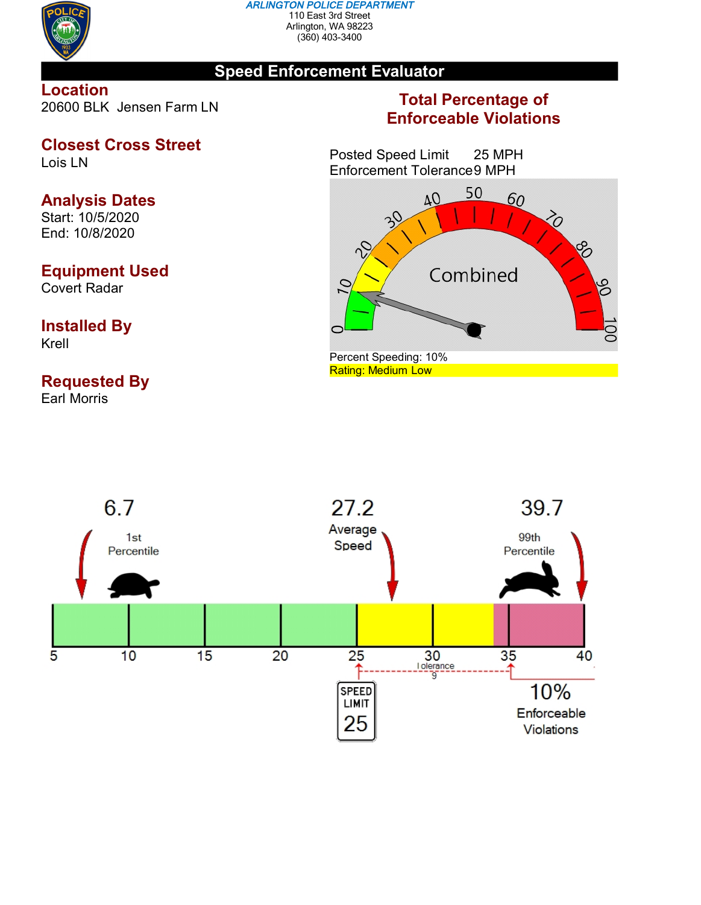**ARLINGTON POLICE DEPARTMENT**
110 East 3rd Street
Arlington, WA 98223
(360) 403-3400

# Speed Enforcement Evaluator

## Location
20600 BLK Jensen Farm LN

## Closest Cross Street
Lois LN

## Analysis Dates
Start: 10/5/2020
End: 10/8/2020

## Equipment Used
Covert Radar

## Installed By
Krell

## Requested By
Earl Morris

## Total Percentage of Enforceable Violations

Posted Speed Limit 25 MPH
Enforcement Tolerance 9 MPH

Combined

Percent Speeding: 10%
Rating: Medium Low

6.7 — 1st Percentile

27.2 — Average Speed

39.7 — 99th Percentile

5 10 15 20 25 30 35 40

Tolerance 9

SPEED LIMIT 25

10% Enforceable Violations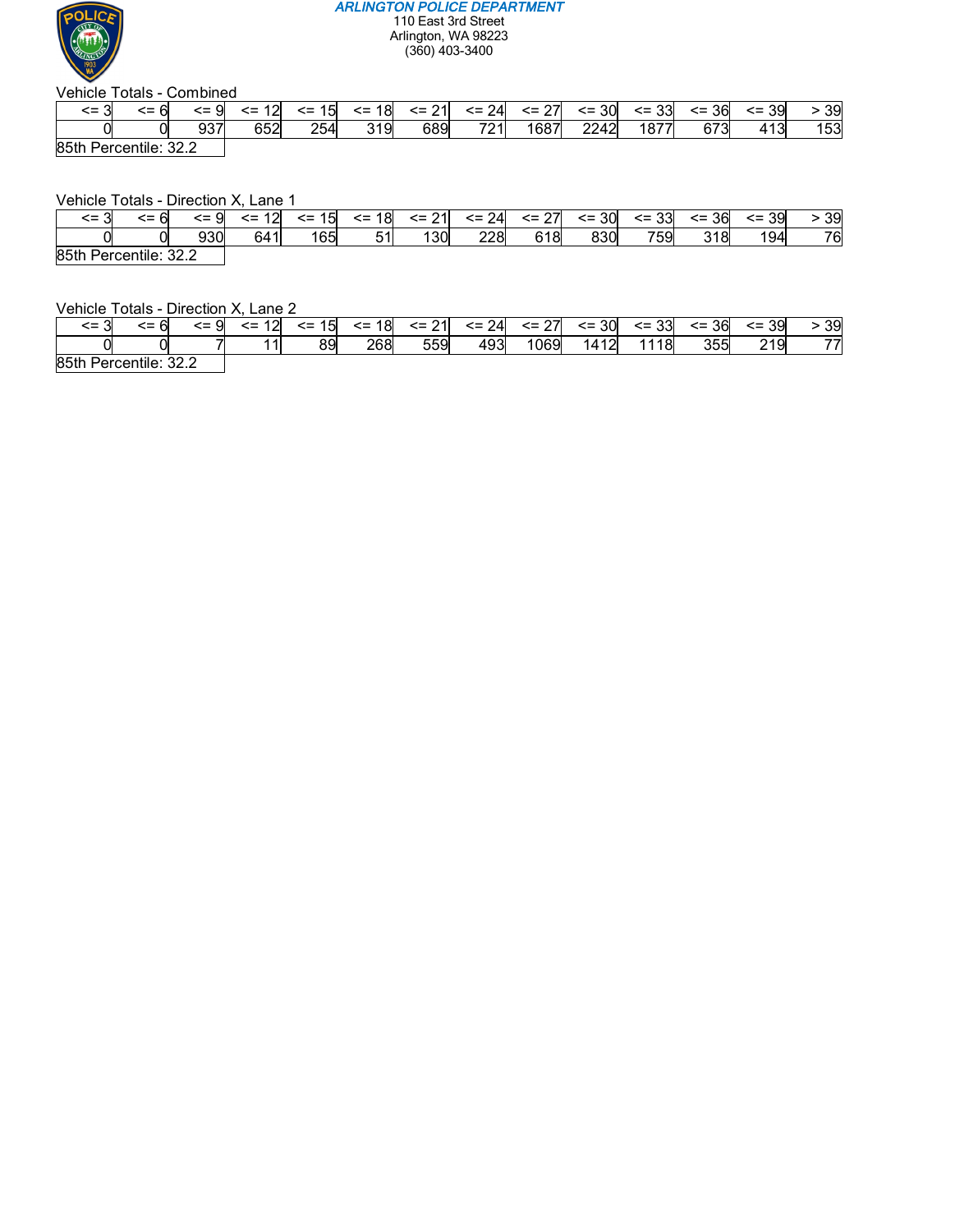**ARLINGTON POLICE DEPARTMENT**
110 East 3rd Street
Arlington, WA 98223
(360) 403-3400

Vehicle Totals - Combined

| <= 3 | <= 6 | <= 9 | <= 12 | <= 15 | <= 18 | <= 21 | <= 24 | <= 27 | <= 30 | <= 33 | <= 36 | <= 39 | > 39 |
|---|---|---|---|---|---|---|---|---|---|---|---|---|---|
| 0 | 0 | 937 | 652 | 254 | 319 | 689 | 721 | 1687 | 2242 | 1877 | 673 | 413 | 153 |

85th Percentile: 32.2

Vehicle Totals - Direction X, Lane 1

| <= 3 | <= 6 | <= 9 | <= 12 | <= 15 | <= 18 | <= 21 | <= 24 | <= 27 | <= 30 | <= 33 | <= 36 | <= 39 | > 39 |
|---|---|---|---|---|---|---|---|---|---|---|---|---|---|
| 0 | 0 | 930 | 641 | 165 | 51 | 130 | 228 | 618 | 830 | 759 | 318 | 194 | 76 |

85th Percentile: 32.2

Vehicle Totals - Direction X, Lane 2

| <= 3 | <= 6 | <= 9 | <= 12 | <= 15 | <= 18 | <= 21 | <= 24 | <= 27 | <= 30 | <= 33 | <= 36 | <= 39 | > 39 |
|---|---|---|---|---|---|---|---|---|---|---|---|---|---|
| 0 | 0 | 7 | 11 | 89 | 268 | 559 | 493 | 1069 | 1412 | 1118 | 355 | 219 | 77 |

85th Percentile: 32.2